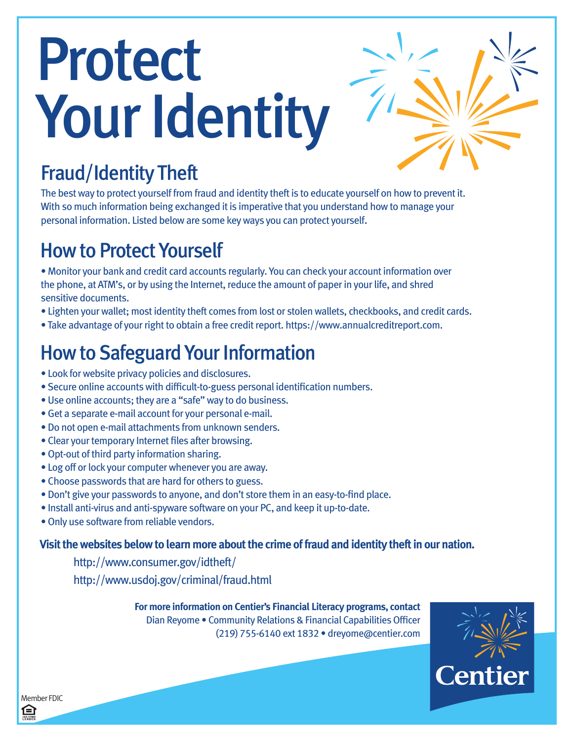# Protect Your Identity

## Fraud/Identity Theft

The best way to protect yourself from fraud and identity theft is to educate yourself on how to prevent it. With so much information being exchanged it is imperative that you understand how to manage your personal information. Listed below are some key ways you can protect yourself.

## How to Protect Yourself

- Monitor your bank and credit card accounts regularly. You can check your account information over the phone, at ATM's, or by using the Internet, reduce the amount of paper in your life, and shred sensitive documents.
- Lighten your wallet; most identity theft comes from lost or stolen wallets, checkbooks, and credit cards.
- Take advantage of your right to obtain a free credit report. https://www.annualcreditreport.com.

## How to Safeguard Your Information

- Look for website privacy policies and disclosures.
- Secure online accounts with difficult-to-guess personal identification numbers.
- Use online accounts; they are a "safe" way to do business.
- Get a separate e-mail account for your personal e-mail.
- Do not open e-mail attachments from unknown senders.
- Clear your temporary Internet files after browsing.
- Opt-out of third party information sharing.
- Log off or lock your computer whenever you are away.
- Choose passwords that are hard for others to guess.
- Don't give your passwords to anyone, and don't store them in an easy-to-find place.
- Install anti-virus and anti-spyware software on your PC, and keep it up-to-date.
- Only use software from reliable vendors.

**Visit the websites below to learn more about the crime of fraud and identity theft in our nation.**

http://www.consumer.gov/idtheft/

http://www.usdoj.gov/criminal/fraud.html

**For more information on Centier's Financial Literacy programs, contact**
Dian Reyome • Community Relations & Financial Capabilities Officer
(219) 755-6140 ext 1832 • dreyome@centier.com

Centier

Member FDIC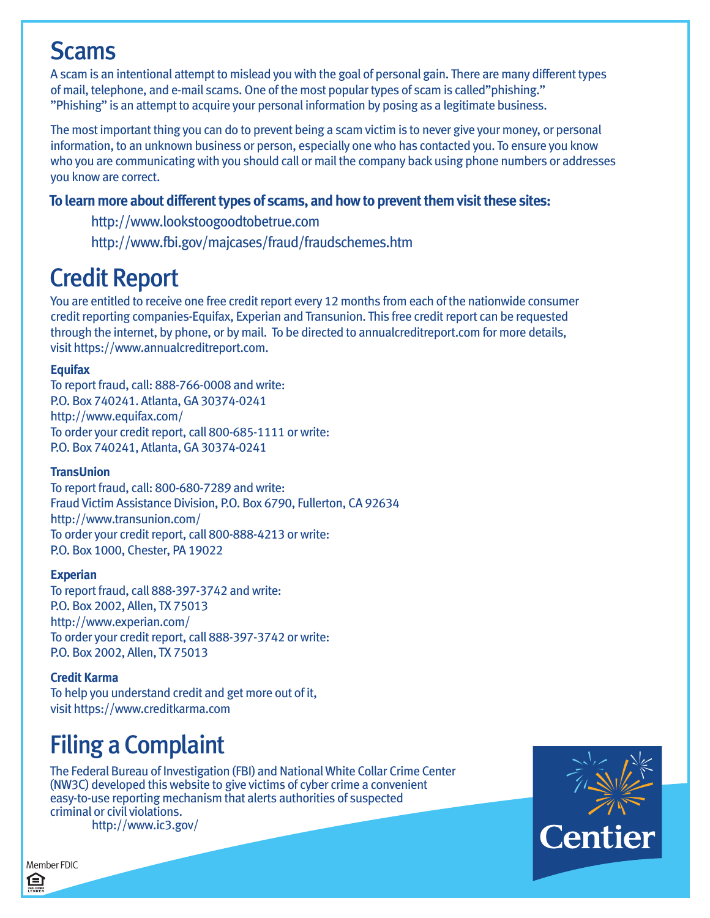# Scams

A scam is an intentional attempt to mislead you with the goal of personal gain. There are many different types of mail, telephone, and e-mail scams. One of the most popular types of scam is called"phishing." "Phishing" is an attempt to acquire your personal information by posing as a legitimate business.

The most important thing you can do to prevent being a scam victim is to never give your money, or personal information, to an unknown business or person, especially one who has contacted you. To ensure you know who you are communicating with you should call or mail the company back using phone numbers or addresses you know are correct.

**To learn more about different types of scams, and how to prevent them visit these sites:**

http://www.lookstoogoodtobetrue.com
http://www.fbi.gov/majcases/fraud/fraudschemes.htm

# Credit Report

You are entitled to receive one free credit report every 12 months from each of the nationwide consumer credit reporting companies-Equifax, Experian and Transunion. This free credit report can be requested through the internet, by phone, or by mail. To be directed to annualcreditreport.com for more details, visit https://www.annualcreditreport.com.

**Equifax**
To report fraud, call: 888-766-0008 and write:
P.O. Box 740241. Atlanta, GA 30374-0241
http://www.equifax.com/
To order your credit report, call 800-685-1111 or write:
P.O. Box 740241, Atlanta, GA 30374-0241

**TransUnion**
To report fraud, call: 800-680-7289 and write:
Fraud Victim Assistance Division, P.O. Box 6790, Fullerton, CA 92634
http://www.transunion.com/
To order your credit report, call 800-888-4213 or write:
P.O. Box 1000, Chester, PA 19022

**Experian**
To report fraud, call 888-397-3742 and write:
P.O. Box 2002, Allen, TX 75013
http://www.experian.com/
To order your credit report, call 888-397-3742 or write:
P.O. Box 2002, Allen, TX 75013

**Credit Karma**
To help you understand credit and get more out of it,
visit https://www.creditkarma.com

# Filing a Complaint

The Federal Bureau of Investigation (FBI) and National White Collar Crime Center (NW3C) developed this website to give victims of cyber crime a convenient easy-to-use reporting mechanism that alerts authorities of suspected criminal or civil violations.

http://www.ic3.gov/

Centier

Member FDIC